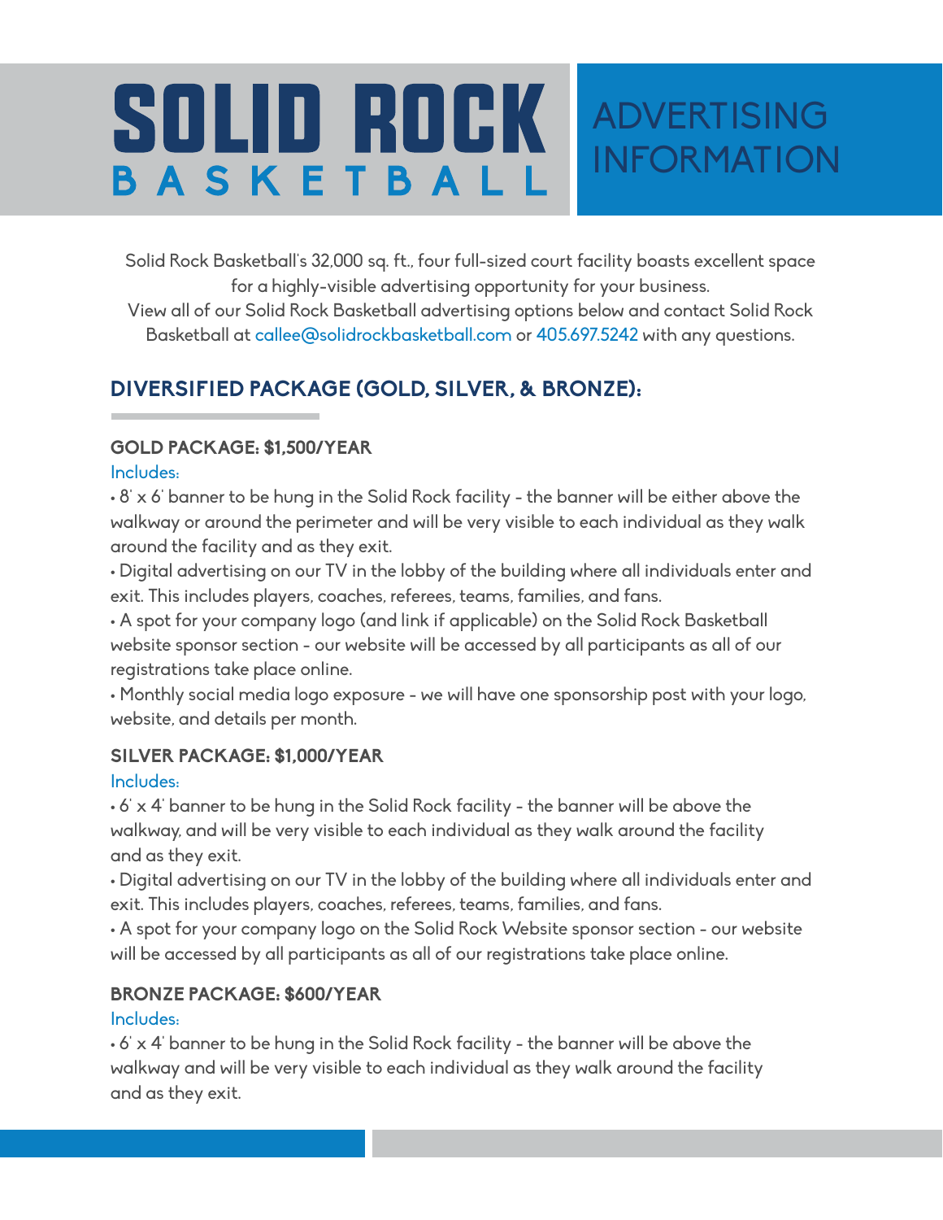# SOLID ROCK BASKETBALL

# ADVERTISING INFORMATION

Solid Rock Basketball's 32,000 sq. ft., four full-sized court facility boasts excellent space for a highly-visible advertising opportunity for your business.
View all of our Solid Rock Basketball advertising options below and contact Solid Rock Basketball at callee@solidrockbasketball.com or 405.697.5242 with any questions.

## DIVERSIFIED PACKAGE (GOLD, SILVER, & BRONZE):

### GOLD PACKAGE: $1,500/YEAR

Includes:

- 8' x 6' banner to be hung in the Solid Rock facility - the banner will be either above the walkway or around the perimeter and will be very visible to each individual as they walk around the facility and as they exit.
- Digital advertising on our TV in the lobby of the building where all individuals enter and exit. This includes players, coaches, referees, teams, families, and fans.
- A spot for your company logo (and link if applicable) on the Solid Rock Basketball website sponsor section - our website will be accessed by all participants as all of our registrations take place online.
- Monthly social media logo exposure - we will have one sponsorship post with your logo, website, and details per month.

### SILVER PACKAGE: $1,000/YEAR

Includes:

- 6' x 4' banner to be hung in the Solid Rock facility - the banner will be above the walkway, and will be very visible to each individual as they walk around the facility and as they exit.
- Digital advertising on our TV in the lobby of the building where all individuals enter and exit. This includes players, coaches, referees, teams, families, and fans.
- A spot for your company logo on the Solid Rock Website sponsor section - our website will be accessed by all participants as all of our registrations take place online.

### BRONZE PACKAGE: $600/YEAR

Includes:

- 6' x 4' banner to be hung in the Solid Rock facility - the banner will be above the walkway and will be very visible to each individual as they walk around the facility and as they exit.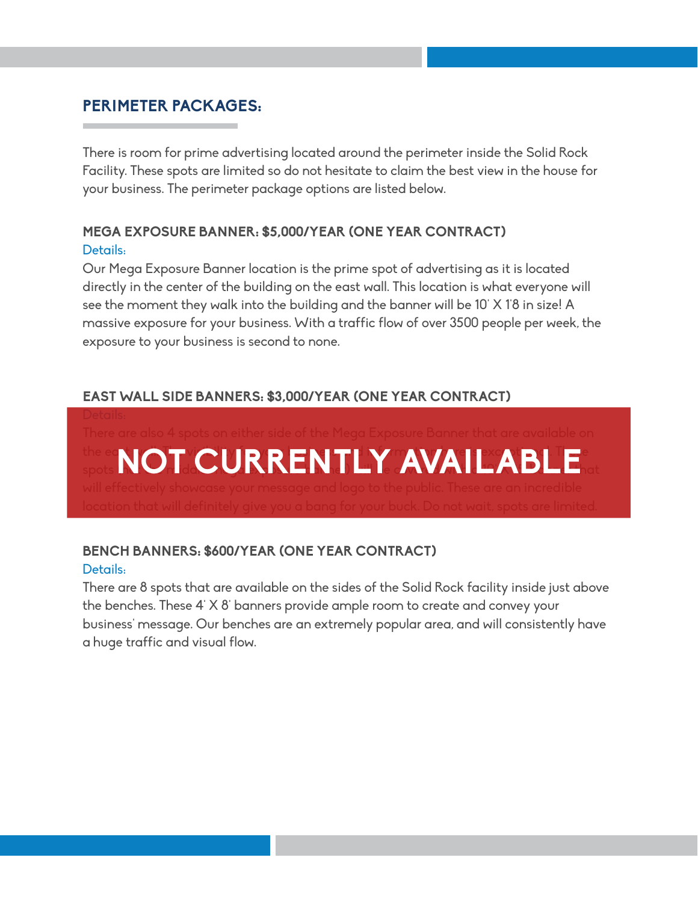## PERIMETER PACKAGES:

There is room for prime advertising located around the perimeter inside the Solid Rock Facility. These spots are limited so do not hesitate to claim the best view in the house for your business. The perimeter package options are listed below.

### MEGA EXPOSURE BANNER: $5,000/YEAR (ONE YEAR CONTRACT)

Details:

Our Mega Exposure Banner location is the prime spot of advertising as it is located directly in the center of the building on the east wall. This location is what everyone will see the moment they walk into the building and the banner will be 10' X 18' in size! A massive exposure for your business. With a traffic flow of over 3500 people per week, the exposure to your business is second to none.

### EAST WALL SIDE BANNERS: $3,000/YEAR (ONE YEAR CONTRACT)

**NOT CURRENTLY AVAILABLE**

Details:

There are also 4 spots on either side of the Mega Exposure Banner that are available on the east wall. The visibility for your business will be prominent and are excellent ... These spots ... will effectively showcase your message and logo to the public. These are an incredible location that will definitely give you a bang for your buck. Do not wait, spots are limited.

### BENCH BANNERS: $600/YEAR (ONE YEAR CONTRACT)

Details:

There are 8 spots that are available on the sides of the Solid Rock facility inside just above the benches. These 4' X 8' banners provide ample room to create and convey your business' message. Our benches are an extremely popular area, and will consistently have a huge traffic and visual flow.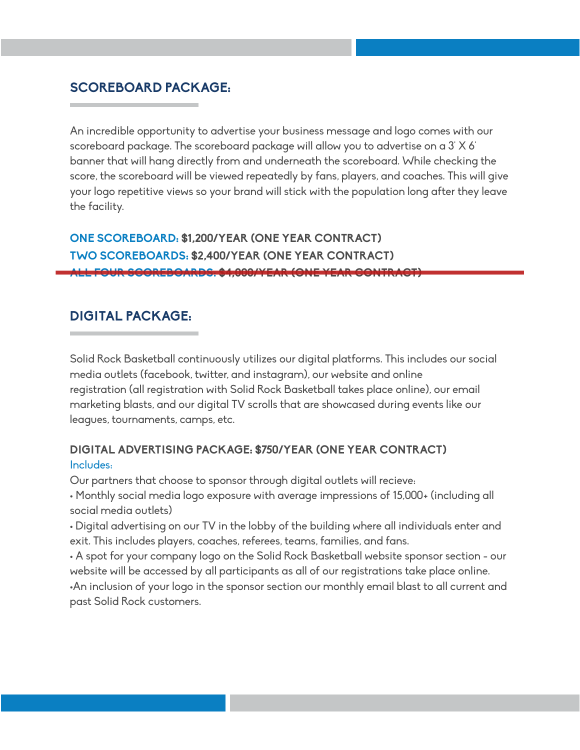## SCOREBOARD PACKAGE:

An incredible opportunity to advertise your business message and logo comes with our scoreboard package. The scoreboard package will allow you to advertise on a 3' X 6' banner that will hang directly from and underneath the scoreboard. While checking the score, the scoreboard will be viewed repeatedly by fans, players, and coaches. This will give your logo repetitive views so your brand will stick with the population long after they leave the facility.

**ONE SCOREBOARD: $1,200/YEAR (ONE YEAR CONTRACT)**
**TWO SCOREBOARDS: $2,400/YEAR (ONE YEAR CONTRACT)**
~~**ALL FOUR SCOREBOARDS: $4,000/YEAR (ONE YEAR CONTRACT)**~~

## DIGITAL PACKAGE:

Solid Rock Basketball continuously utilizes our digital platforms. This includes our social media outlets (facebook, twitter, and instagram), our website and online registration (all registration with Solid Rock Basketball takes place online), our email marketing blasts, and our digital TV scrolls that are showcased during events like our leagues, tournaments, camps, etc.

**DIGITAL ADVERTISING PACKAGE: $750/YEAR (ONE YEAR CONTRACT)**

Includes:

Our partners that choose to sponsor through digital outlets will recieve:

- Monthly social media logo exposure with average impressions of 15,000+ (including all social media outlets)
- Digital advertising on our TV in the lobby of the building where all individuals enter and exit. This includes players, coaches, referees, teams, families, and fans.
- A spot for your company logo on the Solid Rock Basketball website sponsor section - our website will be accessed by all participants as all of our registrations take place online.
- An inclusion of your logo in the sponsor section our monthly email blast to all current and past Solid Rock customers.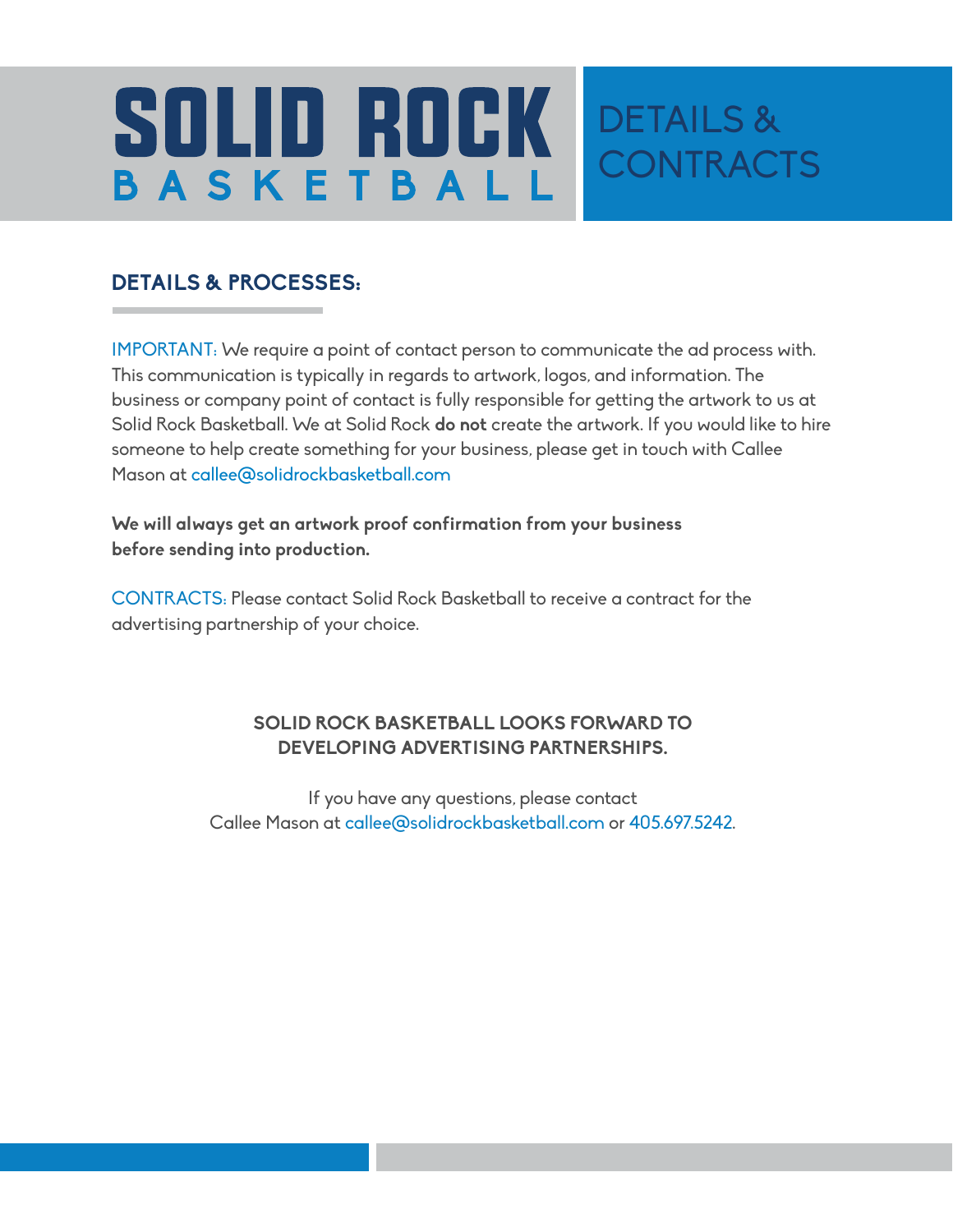# SOLID ROCK BASKETBALL

# DETAILS & CONTRACTS

## DETAILS & PROCESSES:

IMPORTANT: We require a point of contact person to communicate the ad process with. This communication is typically in regards to artwork, logos, and information. The business or company point of contact is fully responsible for getting the artwork to us at Solid Rock Basketball. We at Solid Rock **do not** create the artwork. If you would like to hire someone to help create something for your business, please get in touch with Callee Mason at callee@solidrockbasketball.com

**We will always get an artwork proof confirmation from your business before sending into production.**

CONTRACTS: Please contact Solid Rock Basketball to receive a contract for the advertising partnership of your choice.

**SOLID ROCK BASKETBALL LOOKS FORWARD TO DEVELOPING ADVERTISING PARTNERSHIPS.**

If you have any questions, please contact Callee Mason at callee@solidrockbasketball.com or 405.697.5242.